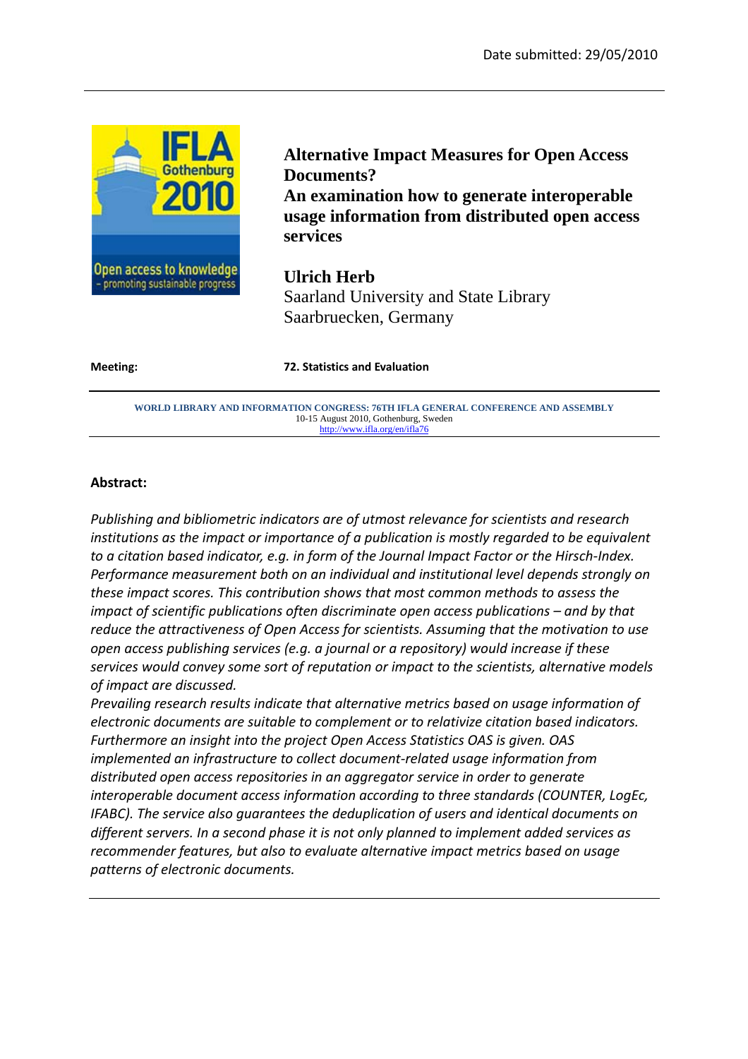Date submitted: 29/05/2010

# Alternative Impact Measures for Open Access Documents?

## An examination how to generate interoperable usage information from distributed open access services

**Ulrich Herb**
Saarland University and State Library
Saarbruecken, Germany

**Meeting:** **72. Statistics and Evaluation**

**WORLD LIBRARY AND INFORMATION CONGRESS: 76TH IFLA GENERAL CONFERENCE AND ASSEMBLY**
10-15 August 2010, Gothenburg, Sweden
http://www.ifla.org/en/ifla76

**Abstract:**

*Publishing and bibliometric indicators are of utmost relevance for scientists and research institutions as the impact or importance of a publication is mostly regarded to be equivalent to a citation based indicator, e.g. in form of the Journal Impact Factor or the Hirsch-Index. Performance measurement both on an individual and institutional level depends strongly on these impact scores. This contribution shows that most common methods to assess the impact of scientific publications often discriminate open access publications – and by that reduce the attractiveness of Open Access for scientists. Assuming that the motivation to use open access publishing services (e.g. a journal or a repository) would increase if these services would convey some sort of reputation or impact to the scientists, alternative models of impact are discussed.*

*Prevailing research results indicate that alternative metrics based on usage information of electronic documents are suitable to complement or to relativize citation based indicators. Furthermore an insight into the project Open Access Statistics OAS is given. OAS implemented an infrastructure to collect document-related usage information from distributed open access repositories in an aggregator service in order to generate interoperable document access information according to three standards (COUNTER, LogEc, IFABC). The service also guarantees the deduplication of users and identical documents on different servers. In a second phase it is not only planned to implement added services as recommender features, but also to evaluate alternative impact metrics based on usage patterns of electronic documents.*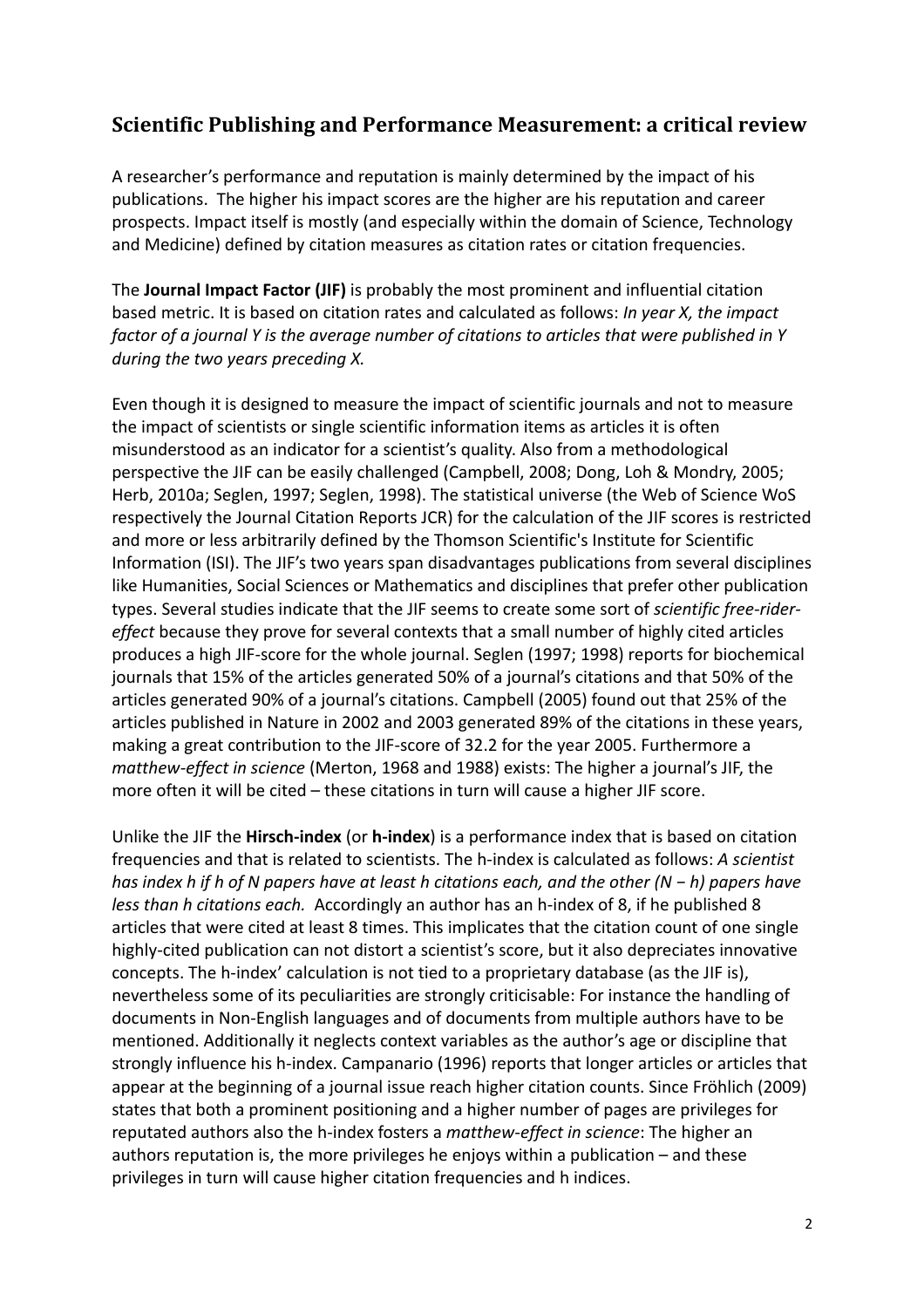## Scientific Publishing and Performance Measurement: a critical review

A researcher's performance and reputation is mainly determined by the impact of his publications. The higher his impact scores are the higher are his reputation and career prospects. Impact itself is mostly (and especially within the domain of Science, Technology and Medicine) defined by citation measures as citation rates or citation frequencies.

The **Journal Impact Factor (JIF)** is probably the most prominent and influential citation based metric. It is based on citation rates and calculated as follows: *In year X, the impact factor of a journal Y is the average number of citations to articles that were published in Y during the two years preceding X.*

Even though it is designed to measure the impact of scientific journals and not to measure the impact of scientists or single scientific information items as articles it is often misunderstood as an indicator for a scientist's quality. Also from a methodological perspective the JIF can be easily challenged (Campbell, 2008; Dong, Loh & Mondry, 2005; Herb, 2010a; Seglen, 1997; Seglen, 1998). The statistical universe (the Web of Science WoS respectively the Journal Citation Reports JCR) for the calculation of the JIF scores is restricted and more or less arbitrarily defined by the Thomson Scientific's Institute for Scientific Information (ISI). The JIF's two years span disadvantages publications from several disciplines like Humanities, Social Sciences or Mathematics and disciplines that prefer other publication types. Several studies indicate that the JIF seems to create some sort of *scientific free-rider-effect* because they prove for several contexts that a small number of highly cited articles produces a high JIF-score for the whole journal. Seglen (1997; 1998) reports for biochemical journals that 15% of the articles generated 50% of a journal's citations and that 50% of the articles generated 90% of a journal's citations. Campbell (2005) found out that 25% of the articles published in Nature in 2002 and 2003 generated 89% of the citations in these years, making a great contribution to the JIF-score of 32.2 for the year 2005. Furthermore a *matthew-effect in science* (Merton, 1968 and 1988) exists: The higher a journal's JIF, the more often it will be cited – these citations in turn will cause a higher JIF score.

Unlike the JIF the **Hirsch-index** (or **h-index**) is a performance index that is based on citation frequencies and that is related to scientists. The h-index is calculated as follows: *A scientist has index h if h of N papers have at least h citations each, and the other (N − h) papers have less than h citations each.* Accordingly an author has an h-index of 8, if he published 8 articles that were cited at least 8 times. This implicates that the citation count of one single highly-cited publication can not distort a scientist's score, but it also depreciates innovative concepts. The h-index' calculation is not tied to a proprietary database (as the JIF is), nevertheless some of its peculiarities are strongly criticisable: For instance the handling of documents in Non-English languages and of documents from multiple authors have to be mentioned. Additionally it neglects context variables as the author's age or discipline that strongly influence his h-index. Campanario (1996) reports that longer articles or articles that appear at the beginning of a journal issue reach higher citation counts. Since Fröhlich (2009) states that both a prominent positioning and a higher number of pages are privileges for reputated authors also the h-index fosters a *matthew-effect in science*: The higher an authors reputation is, the more privileges he enjoys within a publication – and these privileges in turn will cause higher citation frequencies and h indices.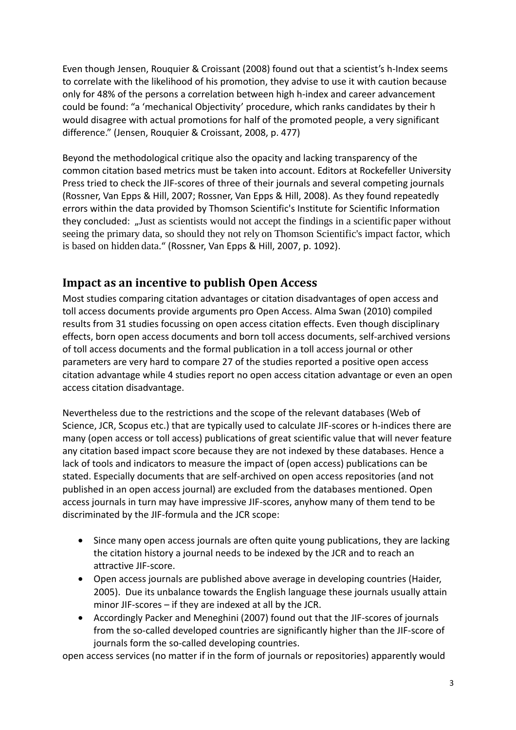Even though Jensen, Rouquier & Croissant (2008) found out that a scientist's h-Index seems to correlate with the likelihood of his promotion, they advise to use it with caution because only for 48% of the persons a correlation between high h-index and career advancement could be found: "a 'mechanical Objectivity' procedure, which ranks candidates by their h would disagree with actual promotions for half of the promoted people, a very significant difference." (Jensen, Rouquier & Croissant, 2008, p. 477)

Beyond the methodological critique also the opacity and lacking transparency of the common citation based metrics must be taken into account. Editors at Rockefeller University Press tried to check the JIF-scores of three of their journals and several competing journals (Rossner, Van Epps & Hill, 2007; Rossner, Van Epps & Hill, 2008). As they found repeatedly errors within the data provided by Thomson Scientific's Institute for Scientific Information they concluded: „Just as scientists would not accept the findings in a scientific paper without seeing the primary data, so should they not rely on Thomson Scientific's impact factor, which is based on hidden data." (Rossner, Van Epps & Hill, 2007, p. 1092).

## Impact as an incentive to publish Open Access

Most studies comparing citation advantages or citation disadvantages of open access and toll access documents provide arguments pro Open Access. Alma Swan (2010) compiled results from 31 studies focussing on open access citation effects. Even though disciplinary effects, born open access documents and born toll access documents, self-archived versions of toll access documents and the formal publication in a toll access journal or other parameters are very hard to compare 27 of the studies reported a positive open access citation advantage while 4 studies report no open access citation advantage or even an open access citation disadvantage.

Nevertheless due to the restrictions and the scope of the relevant databases (Web of Science, JCR, Scopus etc.) that are typically used to calculate JIF-scores or h-indices there are many (open access or toll access) publications of great scientific value that will never feature any citation based impact score because they are not indexed by these databases. Hence a lack of tools and indicators to measure the impact of (open access) publications can be stated. Especially documents that are self-archived on open access repositories (and not published in an open access journal) are excluded from the databases mentioned. Open access journals in turn may have impressive JIF-scores, anyhow many of them tend to be discriminated by the JIF-formula and the JCR scope:

- Since many open access journals are often quite young publications, they are lacking the citation history a journal needs to be indexed by the JCR and to reach an attractive JIF-score.
- Open access journals are published above average in developing countries (Haider, 2005). Due its unbalance towards the English language these journals usually attain minor JIF-scores – if they are indexed at all by the JCR.
- Accordingly Packer and Meneghini (2007) found out that the JIF-scores of journals from the so-called developed countries are significantly higher than the JIF-score of journals form the so-called developing countries.

open access services (no matter if in the form of journals or repositories) apparently would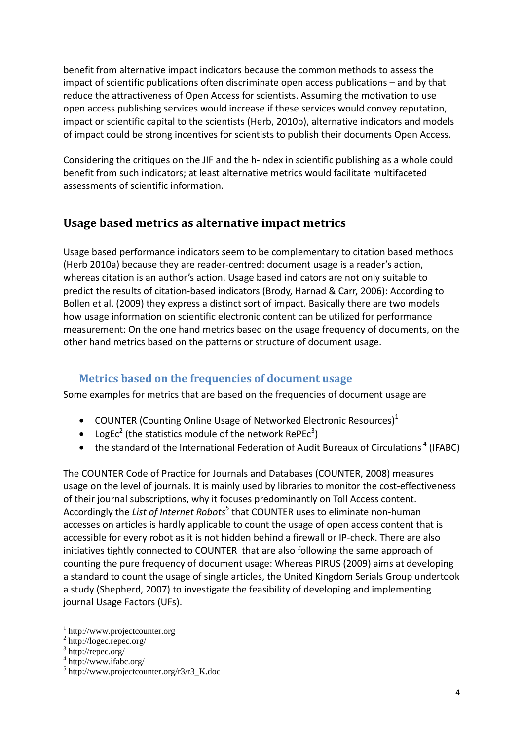benefit from alternative impact indicators because the common methods to assess the impact of scientific publications often discriminate open access publications – and by that reduce the attractiveness of Open Access for scientists. Assuming the motivation to use open access publishing services would increase if these services would convey reputation, impact or scientific capital to the scientists (Herb, 2010b), alternative indicators and models of impact could be strong incentives for scientists to publish their documents Open Access.

Considering the critiques on the JIF and the h-index in scientific publishing as a whole could benefit from such indicators; at least alternative metrics would facilitate multifaceted assessments of scientific information.

## Usage based metrics as alternative impact metrics

Usage based performance indicators seem to be complementary to citation based methods (Herb 2010a) because they are reader-centred: document usage is a reader's action, whereas citation is an author's action. Usage based indicators are not only suitable to predict the results of citation-based indicators (Brody, Harnad & Carr, 2006): According to Bollen et al. (2009) they express a distinct sort of impact. Basically there are two models how usage information on scientific electronic content can be utilized for performance measurement: On the one hand metrics based on the usage frequency of documents, on the other hand metrics based on the patterns or structure of document usage.

### Metrics based on the frequencies of document usage

Some examples for metrics that are based on the frequencies of document usage are

- COUNTER (Counting Online Usage of Networked Electronic Resources)[1]
- LogEc[2] (the statistics module of the network RePEc[3])
- the standard of the International Federation of Audit Bureaux of Circulations [4] (IFABC)

The COUNTER Code of Practice for Journals and Databases (COUNTER, 2008) measures usage on the level of journals. It is mainly used by libraries to monitor the cost-effectiveness of their journal subscriptions, why it focuses predominantly on Toll Access content. Accordingly the *List of Internet Robots*[5] that COUNTER uses to eliminate non-human accesses on articles is hardly applicable to count the usage of open access content that is accessible for every robot as it is not hidden behind a firewall or IP-check. There are also initiatives tightly connected to COUNTER that are also following the same approach of counting the pure frequency of document usage: Whereas PIRUS (2009) aims at developing a standard to count the usage of single articles, the United Kingdom Serials Group undertook a study (Shepherd, 2007) to investigate the feasibility of developing and implementing journal Usage Factors (UFs).

---

[1] http://www.projectcounter.org
[2] http://logec.repec.org/
[3] http://repec.org/
[4] http://www.ifabc.org/
[5] http://www.projectcounter.org/r3/r3_K.doc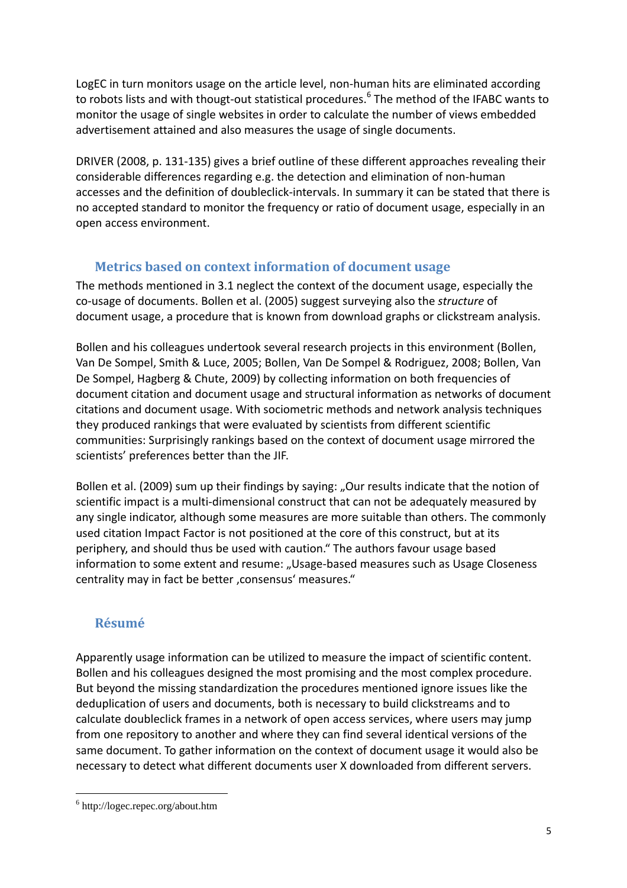LogEC in turn monitors usage on the article level, non-human hits are eliminated according to robots lists and with thougt-out statistical procedures.[6] The method of the IFABC wants to monitor the usage of single websites in order to calculate the number of views embedded advertisement attained and also measures the usage of single documents.

DRIVER (2008, p. 131-135) gives a brief outline of these different approaches revealing their considerable differences regarding e.g. the detection and elimination of non-human accesses and the definition of doubleclick-intervals. In summary it can be stated that there is no accepted standard to monitor the frequency or ratio of document usage, especially in an open access environment.

## Metrics based on context information of document usage

The methods mentioned in 3.1 neglect the context of the document usage, especially the co-usage of documents. Bollen et al. (2005) suggest surveying also the *structure* of document usage, a procedure that is known from download graphs or clickstream analysis.

Bollen and his colleagues undertook several research projects in this environment (Bollen, Van De Sompel, Smith & Luce, 2005; Bollen, Van De Sompel & Rodriguez, 2008; Bollen, Van De Sompel, Hagberg & Chute, 2009) by collecting information on both frequencies of document citation and document usage and structural information as networks of document citations and document usage. With sociometric methods and network analysis techniques they produced rankings that were evaluated by scientists from different scientific communities: Surprisingly rankings based on the context of document usage mirrored the scientists' preferences better than the JIF.

Bollen et al. (2009) sum up their findings by saying: „Our results indicate that the notion of scientific impact is a multi-dimensional construct that can not be adequately measured by any single indicator, although some measures are more suitable than others. The commonly used citation Impact Factor is not positioned at the core of this construct, but at its periphery, and should thus be used with caution." The authors favour usage based information to some extent and resume: „Usage-based measures such as Usage Closeness centrality may in fact be better ‚consensus' measures."

## Résumé

Apparently usage information can be utilized to measure the impact of scientific content. Bollen and his colleagues designed the most promising and the most complex procedure. But beyond the missing standardization the procedures mentioned ignore issues like the deduplication of users and documents, both is necessary to build clickstreams and to calculate doubleclick frames in a network of open access services, where users may jump from one repository to another and where they can find several identical versions of the same document. To gather information on the context of document usage it would also be necessary to detect what different documents user X downloaded from different servers.

[6] http://logec.repec.org/about.htm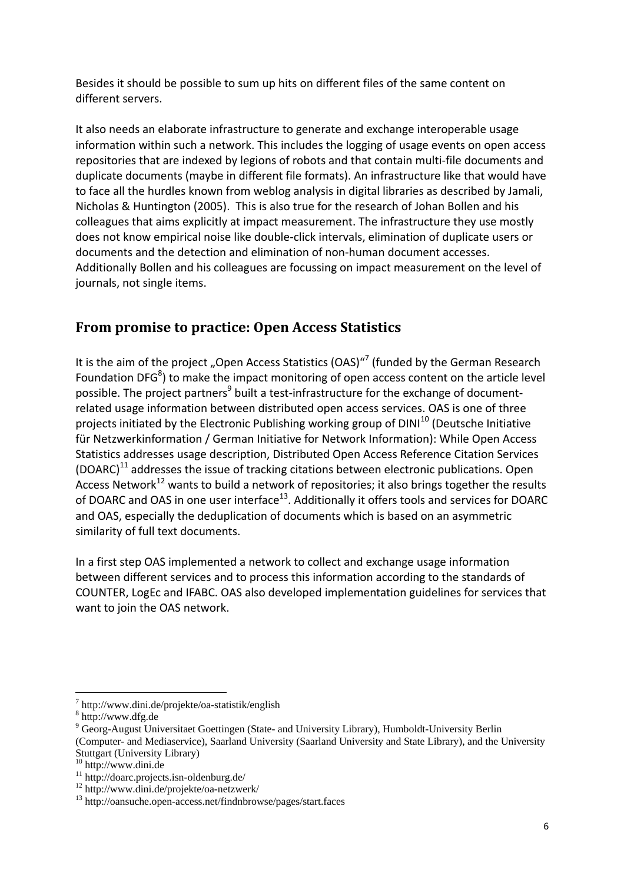Besides it should be possible to sum up hits on different files of the same content on different servers.

It also needs an elaborate infrastructure to generate and exchange interoperable usage information within such a network. This includes the logging of usage events on open access repositories that are indexed by legions of robots and that contain multi-file documents and duplicate documents (maybe in different file formats). An infrastructure like that would have to face all the hurdles known from weblog analysis in digital libraries as described by Jamali, Nicholas & Huntington (2005). This is also true for the research of Johan Bollen and his colleagues that aims explicitly at impact measurement. The infrastructure they use mostly does not know empirical noise like double-click intervals, elimination of duplicate users or documents and the detection and elimination of non-human document accesses. Additionally Bollen and his colleagues are focussing on impact measurement on the level of journals, not single items.

## From promise to practice: Open Access Statistics

It is the aim of the project „Open Access Statistics (OAS)"[7] (funded by the German Research Foundation DFG[8]) to make the impact monitoring of open access content on the article level possible. The project partners[9] built a test-infrastructure for the exchange of document-related usage information between distributed open access services. OAS is one of three projects initiated by the Electronic Publishing working group of DINI[10] (Deutsche Initiative für Netzwerkinformation / German Initiative for Network Information): While Open Access Statistics addresses usage description, Distributed Open Access Reference Citation Services (DOARC)[11] addresses the issue of tracking citations between electronic publications. Open Access Network[12] wants to build a network of repositories; it also brings together the results of DOARC and OAS in one user interface[13]. Additionally it offers tools and services for DOARC and OAS, especially the deduplication of documents which is based on an asymmetric similarity of full text documents.

In a first step OAS implemented a network to collect and exchange usage information between different services and to process this information according to the standards of COUNTER, LogEc and IFABC. OAS also developed implementation guidelines for services that want to join the OAS network.

---

[7] http://www.dini.de/projekte/oa-statistik/english

[8] http://www.dfg.de

[9] Georg-August Universitaet Goettingen (State- and University Library), Humboldt-University Berlin (Computer- and Mediaservice), Saarland University (Saarland University and State Library), and the University Stuttgart (University Library)

[10] http://www.dini.de

[11] http://doarc.projects.isn-oldenburg.de/

[12] http://www.dini.de/projekte/oa-netzwerk/

[13] http://oansuche.open-access.net/findnbrowse/pages/start.faces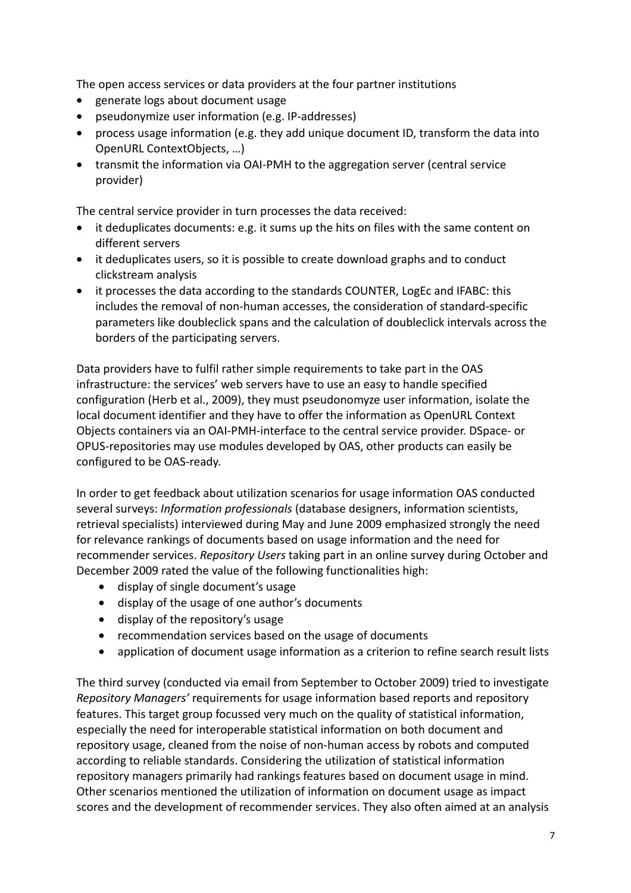The open access services or data providers at the four partner institutions

- generate logs about document usage
- pseudonymize user information (e.g. IP-addresses)
- process usage information (e.g. they add unique document ID, transform the data into OpenURL ContextObjects, …)
- transmit the information via OAI-PMH to the aggregation server (central service provider)

The central service provider in turn processes the data received:

- it deduplicates documents: e.g. it sums up the hits on files with the same content on different servers
- it deduplicates users, so it is possible to create download graphs and to conduct clickstream analysis
- it processes the data according to the standards COUNTER, LogEc and IFABC: this includes the removal of non-human accesses, the consideration of standard-specific parameters like doubleclick spans and the calculation of doubleclick intervals across the borders of the participating servers.

Data providers have to fulfil rather simple requirements to take part in the OAS infrastructure: the services' web servers have to use an easy to handle specified configuration (Herb et al., 2009), they must pseudonomyze user information, isolate the local document identifier and they have to offer the information as OpenURL Context Objects containers via an OAI-PMH-interface to the central service provider. DSpace- or OPUS-repositories may use modules developed by OAS, other products can easily be configured to be OAS-ready.

In order to get feedback about utilization scenarios for usage information OAS conducted several surveys: *Information professionals* (database designers, information scientists, retrieval specialists) interviewed during May and June 2009 emphasized strongly the need for relevance rankings of documents based on usage information and the need for recommender services. *Repository Users* taking part in an online survey during October and December 2009 rated the value of the following functionalities high:

- display of single document's usage
- display of the usage of one author's documents
- display of the repository's usage
- recommendation services based on the usage of documents
- application of document usage information as a criterion to refine search result lists

The third survey (conducted via email from September to October 2009) tried to investigate *Repository Managers'* requirements for usage information based reports and repository features. This target group focussed very much on the quality of statistical information, especially the need for interoperable statistical information on both document and repository usage, cleaned from the noise of non-human access by robots and computed according to reliable standards. Considering the utilization of statistical information repository managers primarily had rankings features based on document usage in mind. Other scenarios mentioned the utilization of information on document usage as impact scores and the development of recommender services. They also often aimed at an analysis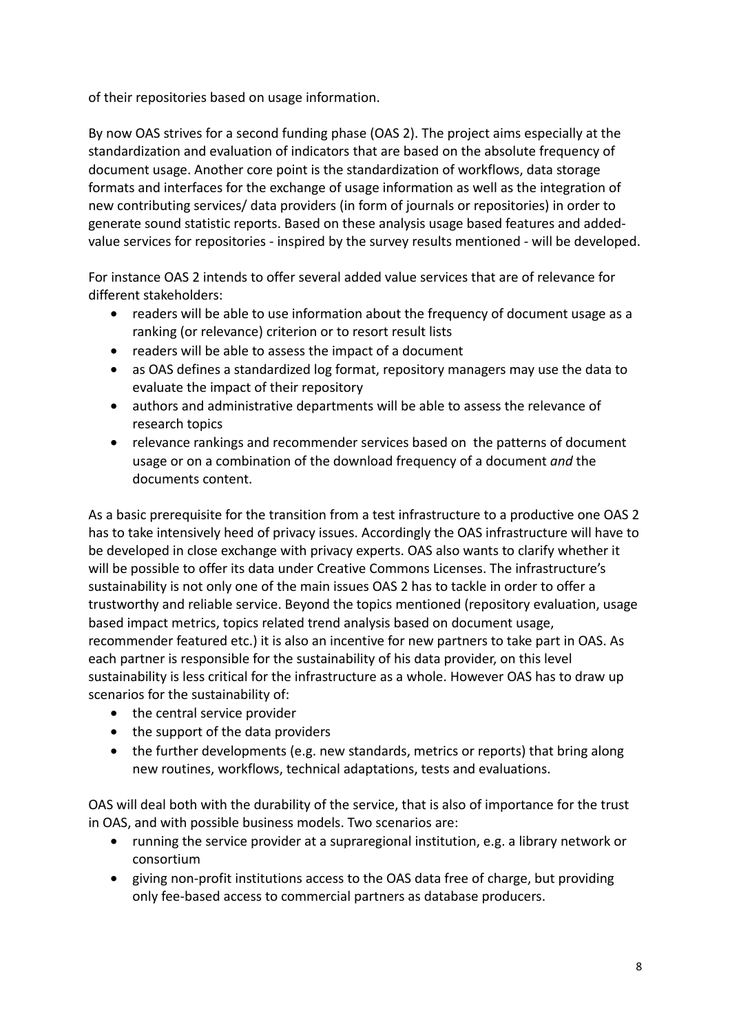of their repositories based on usage information.

By now OAS strives for a second funding phase (OAS 2). The project aims especially at the standardization and evaluation of indicators that are based on the absolute frequency of document usage. Another core point is the standardization of workflows, data storage formats and interfaces for the exchange of usage information as well as the integration of new contributing services/ data providers (in form of journals or repositories) in order to generate sound statistic reports. Based on these analysis usage based features and added-value services for repositories - inspired by the survey results mentioned - will be developed.

For instance OAS 2 intends to offer several added value services that are of relevance for different stakeholders:

- readers will be able to use information about the frequency of document usage as a ranking (or relevance) criterion or to resort result lists
- readers will be able to assess the impact of a document
- as OAS defines a standardized log format, repository managers may use the data to evaluate the impact of their repository
- authors and administrative departments will be able to assess the relevance of research topics
- relevance rankings and recommender services based on the patterns of document usage or on a combination of the download frequency of a document *and* the documents content.

As a basic prerequisite for the transition from a test infrastructure to a productive one OAS 2 has to take intensively heed of privacy issues. Accordingly the OAS infrastructure will have to be developed in close exchange with privacy experts. OAS also wants to clarify whether it will be possible to offer its data under Creative Commons Licenses. The infrastructure's sustainability is not only one of the main issues OAS 2 has to tackle in order to offer a trustworthy and reliable service. Beyond the topics mentioned (repository evaluation, usage based impact metrics, topics related trend analysis based on document usage, recommender featured etc.) it is also an incentive for new partners to take part in OAS. As each partner is responsible for the sustainability of his data provider, on this level sustainability is less critical for the infrastructure as a whole. However OAS has to draw up scenarios for the sustainability of:

- the central service provider
- the support of the data providers
- the further developments (e.g. new standards, metrics or reports) that bring along new routines, workflows, technical adaptations, tests and evaluations.

OAS will deal both with the durability of the service, that is also of importance for the trust in OAS, and with possible business models. Two scenarios are:

- running the service provider at a supraregional institution, e.g. a library network or consortium
- giving non-profit institutions access to the OAS data free of charge, but providing only fee-based access to commercial partners as database producers.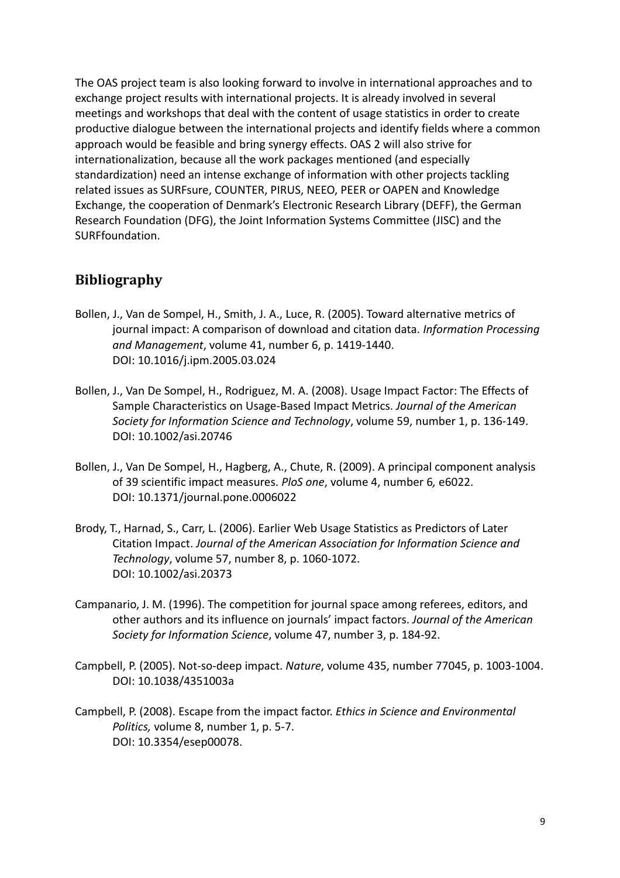The OAS project team is also looking forward to involve in international approaches and to exchange project results with international projects. It is already involved in several meetings and workshops that deal with the content of usage statistics in order to create productive dialogue between the international projects and identify fields where a common approach would be feasible and bring synergy effects. OAS 2 will also strive for internationalization, because all the work packages mentioned (and especially standardization) need an intense exchange of information with other projects tackling related issues as SURFsure, COUNTER, PIRUS, NEEO, PEER or OAPEN and Knowledge Exchange, the cooperation of Denmark's Electronic Research Library (DEFF), the German Research Foundation (DFG), the Joint Information Systems Committee (JISC) and the SURFfoundation.

## Bibliography

Bollen, J., Van de Sompel, H., Smith, J. A., Luce, R. (2005). Toward alternative metrics of journal impact: A comparison of download and citation data. *Information Processing and Management*, volume 41, number 6, p. 1419-1440.
DOI: 10.1016/j.ipm.2005.03.024

Bollen, J., Van De Sompel, H., Rodriguez, M. A. (2008). Usage Impact Factor: The Effects of Sample Characteristics on Usage-Based Impact Metrics. *Journal of the American Society for Information Science and Technology*, volume 59, number 1, p. 136-149.
DOI: 10.1002/asi.20746

Bollen, J., Van De Sompel, H., Hagberg, A., Chute, R. (2009). A principal component analysis of 39 scientific impact measures. *PloS one*, volume 4, number 6*,* e6022.
DOI: 10.1371/journal.pone.0006022

Brody, T., Harnad, S., Carr, L. (2006). Earlier Web Usage Statistics as Predictors of Later Citation Impact. *Journal of the American Association for Information Science and Technology*, volume 57, number 8, p. 1060-1072.
DOI: 10.1002/asi.20373

Campanario, J. M. (1996). The competition for journal space among referees, editors, and other authors and its influence on journals' impact factors. *Journal of the American Society for Information Science*, volume 47, number 3, p. 184-92.

Campbell, P. (2005). Not-so-deep impact. *Nature*, volume 435, number 77045, p. 1003-1004.
DOI: 10.1038/4351003a

Campbell, P. (2008). Escape from the impact factor. *Ethics in Science and Environmental Politics,* volume 8, number 1, p. 5-7.
DOI: 10.3354/esep00078.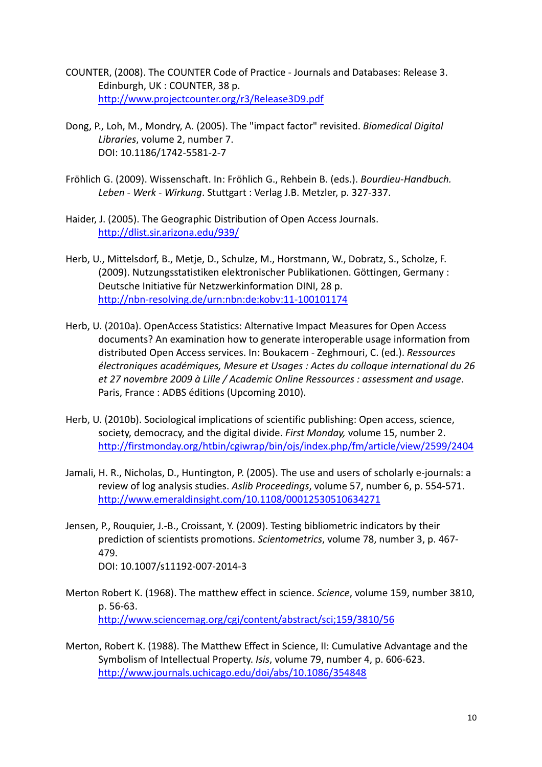COUNTER, (2008). The COUNTER Code of Practice - Journals and Databases: Release 3. Edinburgh, UK : COUNTER, 38 p. http://www.projectcounter.org/r3/Release3D9.pdf

Dong, P., Loh, M., Mondry, A. (2005). The "impact factor" revisited. *Biomedical Digital Libraries*, volume 2, number 7. DOI: 10.1186/1742-5581-2-7

Fröhlich G. (2009). Wissenschaft. In: Fröhlich G., Rehbein B. (eds.). *Bourdieu-Handbuch. Leben - Werk - Wirkung*. Stuttgart : Verlag J.B. Metzler, p. 327-337.

Haider, J. (2005). The Geographic Distribution of Open Access Journals. http://dlist.sir.arizona.edu/939/

Herb, U., Mittelsdorf, B., Metje, D., Schulze, M., Horstmann, W., Dobratz, S., Scholze, F. (2009). Nutzungsstatistiken elektronischer Publikationen. Göttingen, Germany : Deutsche Initiative für Netzwerkinformation DINI, 28 p. http://nbn-resolving.de/urn:nbn:de:kobv:11-100101174

Herb, U. (2010a). OpenAccess Statistics: Alternative Impact Measures for Open Access documents? An examination how to generate interoperable usage information from distributed Open Access services. In: Boukacem - Zeghmouri, C. (ed.). *Ressources électroniques académiques, Mesure et Usages : Actes du colloque international du 26 et 27 novembre 2009 à Lille / Academic Online Ressources : assessment and usage*. Paris, France : ADBS éditions (Upcoming 2010).

Herb, U. (2010b). Sociological implications of scientific publishing: Open access, science, society, democracy, and the digital divide. *First Monday,* volume 15, number 2. http://firstmonday.org/htbin/cgiwrap/bin/ojs/index.php/fm/article/view/2599/2404

Jamali, H. R., Nicholas, D., Huntington, P. (2005). The use and users of scholarly e-journals: a review of log analysis studies. *Aslib Proceedings*, volume 57, number 6, p. 554-571. http://www.emeraldinsight.com/10.1108/00012530510634271

Jensen, P., Rouquier, J.-B., Croissant, Y. (2009). Testing bibliometric indicators by their prediction of scientists promotions. *Scientometrics*, volume 78, number 3, p. 467-479. DOI: 10.1007/s11192-007-2014-3

Merton Robert K. (1968). The matthew effect in science. *Science*, volume 159, number 3810, p. 56-63. http://www.sciencemag.org/cgi/content/abstract/sci;159/3810/56

Merton, Robert K. (1988). The Matthew Effect in Science, II: Cumulative Advantage and the Symbolism of Intellectual Property. *Isis*, volume 79, number 4, p. 606-623. http://www.journals.uchicago.edu/doi/abs/10.1086/354848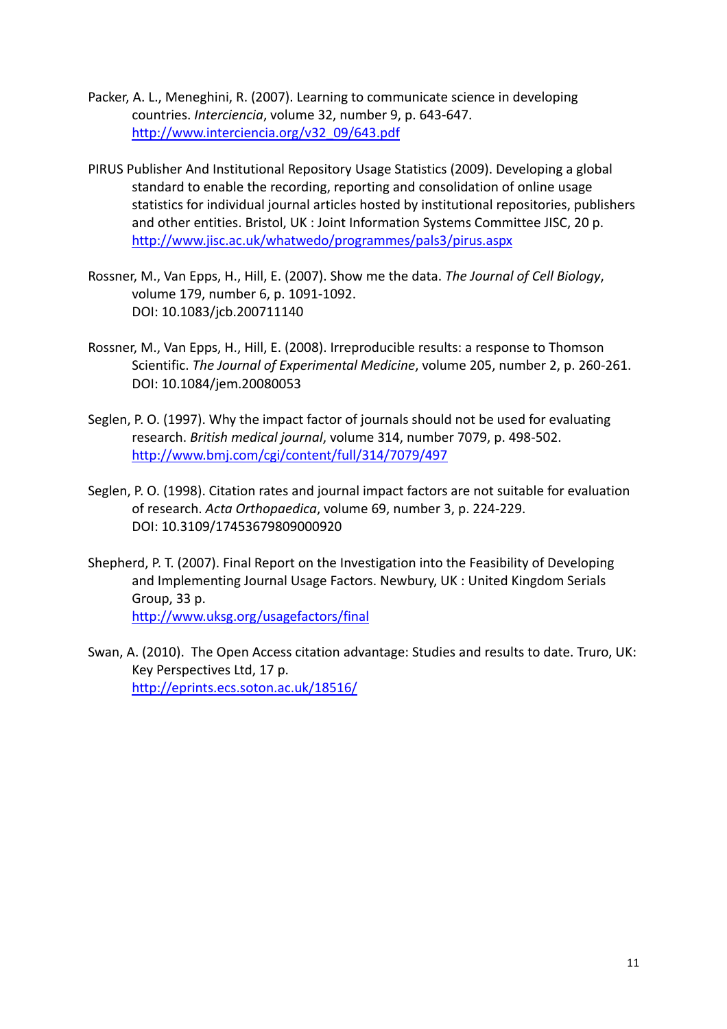Packer, A. L., Meneghini, R. (2007). Learning to communicate science in developing countries. *Interciencia*, volume 32, number 9, p. 643-647. http://www.interciencia.org/v32_09/643.pdf

PIRUS Publisher And Institutional Repository Usage Statistics (2009). Developing a global standard to enable the recording, reporting and consolidation of online usage statistics for individual journal articles hosted by institutional repositories, publishers and other entities. Bristol, UK : Joint Information Systems Committee JISC, 20 p. http://www.jisc.ac.uk/whatwedo/programmes/pals3/pirus.aspx

Rossner, M., Van Epps, H., Hill, E. (2007). Show me the data. *The Journal of Cell Biology*, volume 179, number 6, p. 1091-1092. DOI: 10.1083/jcb.200711140

Rossner, M., Van Epps, H., Hill, E. (2008). Irreproducible results: a response to Thomson Scientific. *The Journal of Experimental Medicine*, volume 205, number 2, p. 260-261. DOI: 10.1084/jem.20080053

Seglen, P. O. (1997). Why the impact factor of journals should not be used for evaluating research. *British medical journal*, volume 314, number 7079, p. 498-502. http://www.bmj.com/cgi/content/full/314/7079/497

Seglen, P. O. (1998). Citation rates and journal impact factors are not suitable for evaluation of research. *Acta Orthopaedica*, volume 69, number 3, p. 224-229. DOI: 10.3109/17453679809000920

Shepherd, P. T. (2007). Final Report on the Investigation into the Feasibility of Developing and Implementing Journal Usage Factors. Newbury, UK : United Kingdom Serials Group, 33 p. http://www.uksg.org/usagefactors/final

Swan, A. (2010). The Open Access citation advantage: Studies and results to date. Truro, UK: Key Perspectives Ltd, 17 p. http://eprints.ecs.soton.ac.uk/18516/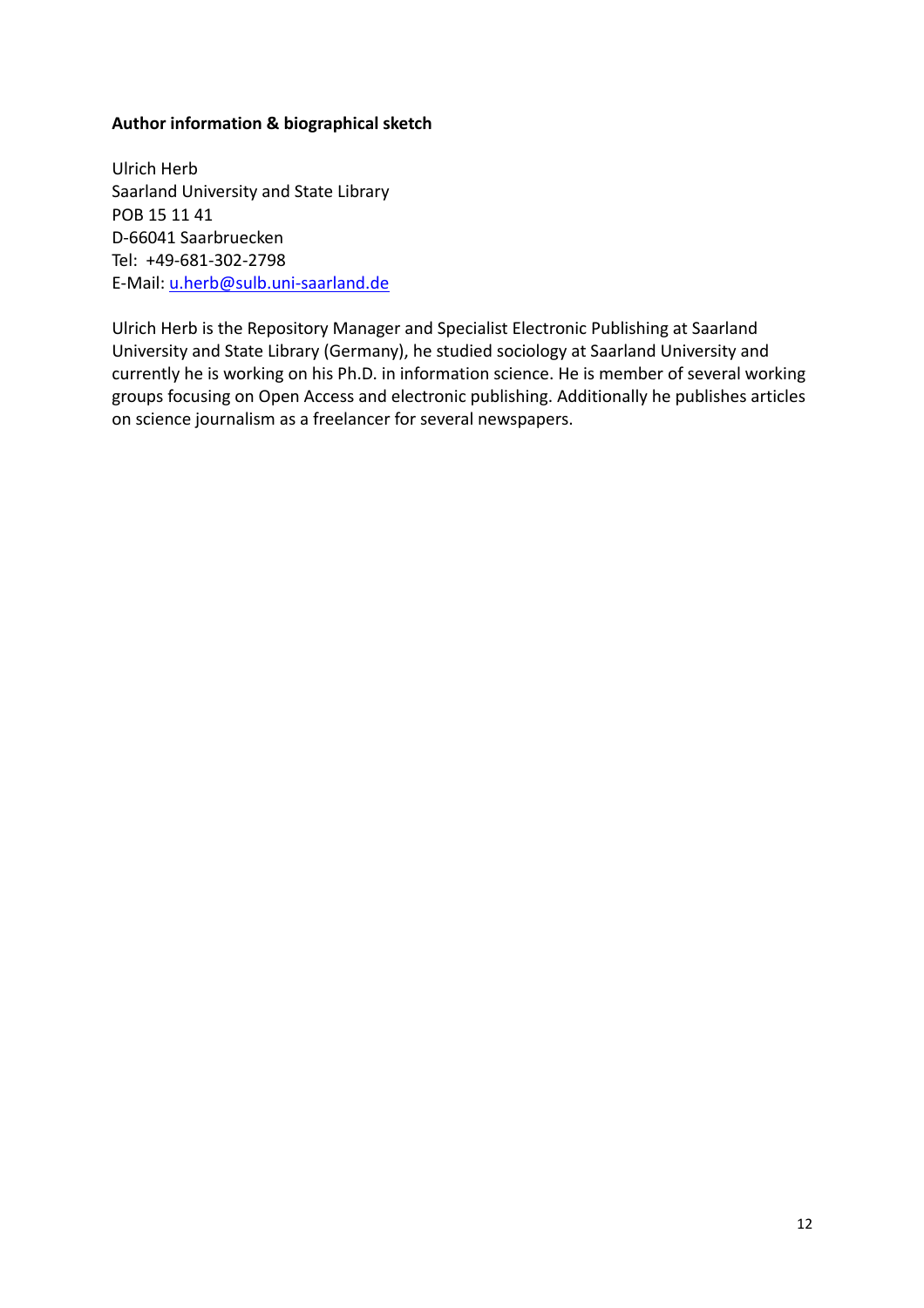**Author information & biographical sketch**

Ulrich Herb  
Saarland University and State Library  
POB 15 11 41  
D-66041 Saarbruecken  
Tel: +49-681-302-2798  
E-Mail: u.herb@sulb.uni-saarland.de

Ulrich Herb is the Repository Manager and Specialist Electronic Publishing at Saarland University and State Library (Germany), he studied sociology at Saarland University and currently he is working on his Ph.D. in information science. He is member of several working groups focusing on Open Access and electronic publishing. Additionally he publishes articles on science journalism as a freelancer for several newspapers.